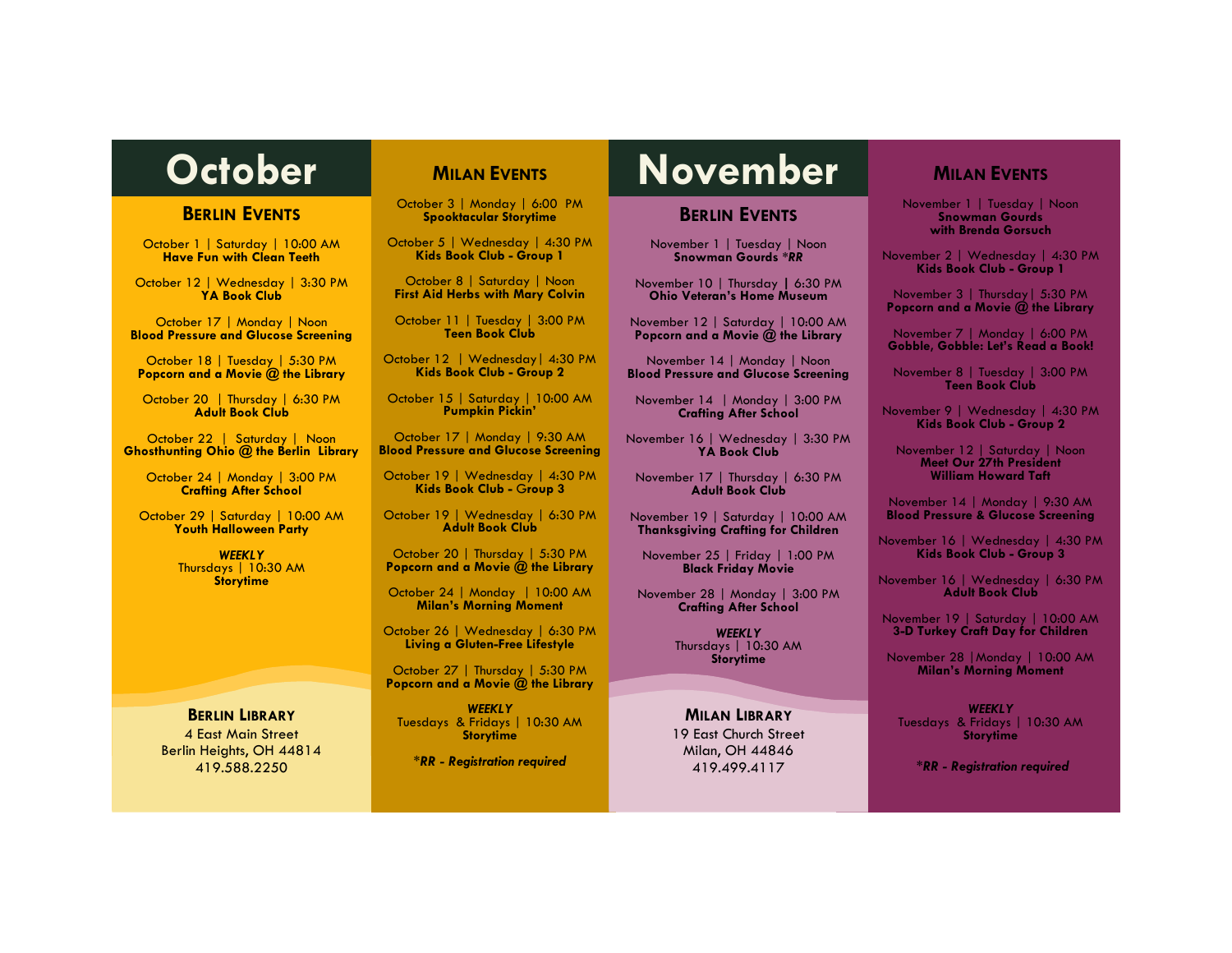# October

## Berlin Events

October 1 | Saturday | 10:00 AM
**Have Fun with Clean Teeth**

October 12 | Wednesday | 3:30 PM
**YA Book Club**

October 17 | Monday | Noon
**Blood Pressure and Glucose Screening**

October 18 | Tuesday | 5:30 PM
**Popcorn and a Movie @ the Library**

October 20 | Thursday | 6:30 PM
**Adult Book Club**

October 22 | Saturday | Noon
**Ghosthunting Ohio @ the Berlin Library**

October 24 | Monday | 3:00 PM
**Crafting After School**

October 29 | Saturday | 10:00 AM
**Youth Halloween Party**

***WEEKLY***
Thursdays | 10:30 AM
**Storytime**

### Berlin Library

4 East Main Street
Berlin Heights, OH 44814
419.588.2250

## Milan Events

October 3 | Monday | 6:00 PM
**Spooktacular Storytime**

October 5 | Wednesday | 4:30 PM
**Kids Book Club - Group 1**

October 8 | Saturday | Noon
**First Aid Herbs with Mary Colvin**

October 11 | Tuesday | 3:00 PM
**Teen Book Club**

October 12 | Wednesday | 4:30 PM
**Kids Book Club - Group 2**

October 15 | Saturday | 10:00 AM
**Pumpkin Pickin'**

October 17 | Monday | 9:30 AM
**Blood Pressure and Glucose Screening**

October 19 | Wednesday | 4:30 PM
**Kids Book Club - Group 3**

October 19 | Wednesday | 6:30 PM
**Adult Book Club**

October 20 | Thursday | 5:30 PM
**Popcorn and a Movie @ the Library**

October 24 | Monday | 10:00 AM
**Milan's Morning Moment**

October 26 | Wednesday | 6:30 PM
**Living a Gluten-Free Lifestyle**

October 27 | Thursday | 5:30 PM
**Popcorn and a Movie @ the Library**

***WEEKLY***
Tuesdays & Fridays | 10:30 AM
**Storytime**

****RR - Registration required***

# November

## Berlin Events

November 1 | Tuesday | Noon
**Snowman Gourds *RR**

November 10 | Thursday | 6:30 PM
**Ohio Veteran's Home Museum**

November 12 | Saturday | 10:00 AM
**Popcorn and a Movie @ the Library**

November 14 | Monday | Noon
**Blood Pressure and Glucose Screening**

November 14 | Monday | 3:00 PM
**Crafting After School**

November 16 | Wednesday | 3:30 PM
**YA Book Club**

November 17 | Thursday | 6:30 PM
**Adult Book Club**

November 19 | Saturday | 10:00 AM
**Thanksgiving Crafting for Children**

November 25 | Friday | 1:00 PM
**Black Friday Movie**

November 28 | Monday | 3:00 PM
**Crafting After School**

***WEEKLY***
Thursdays | 10:30 AM
**Storytime**

### Milan Library

19 East Church Street
Milan, OH 44846
419.499.4117

## Milan Events

November 1 | Tuesday | Noon
**Snowman Gourds with Brenda Gorsuch**

November 2 | Wednesday | 4:30 PM
**Kids Book Club - Group 1**

November 3 | Thursday | 5:30 PM
**Popcorn and a Movie @ the Library**

November 7 | Monday | 6:00 PM
**Gobble, Gobble: Let's Read a Book!**

November 8 | Tuesday | 3:00 PM
**Teen Book Club**

November 9 | Wednesday | 4:30 PM
**Kids Book Club - Group 2**

November 12 | Saturday | Noon
**Meet Our 27th President William Howard Taft**

November 14 | Monday | 9:30 AM
**Blood Pressure & Glucose Screening**

November 16 | Wednesday | 4:30 PM
**Kids Book Club - Group 3**

November 16 | Wednesday | 6:30 PM
**Adult Book Club**

November 19 | Saturday | 10:00 AM
**3-D Turkey Craft Day for Children**

November 28 | Monday | 10:00 AM
**Milan's Morning Moment**

***WEEKLY***
Tuesdays & Fridays | 10:30 AM
**Storytime**

****RR - Registration required***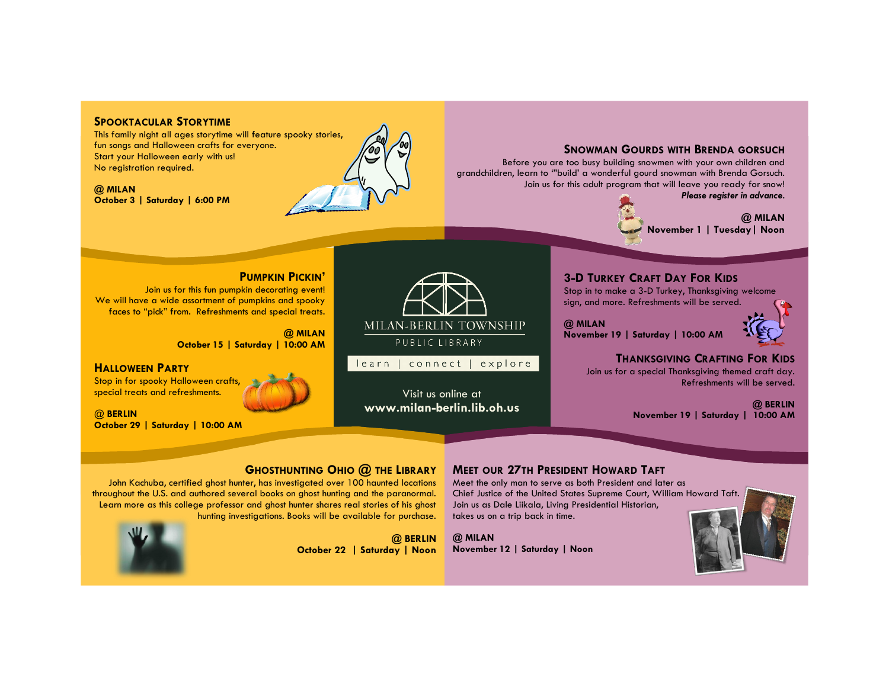## Spooktacular Storytime

This family night all ages storytime will feature spooky stories, fun songs and Halloween crafts for everyone.
Start your Halloween early with us!
No registration required.

**@ MILAN**
**October 3 | Saturday | 6:00 PM**

## Snowman Gourds with Brenda Gorsuch

Before you are too busy building snowmen with your own children and grandchildren, learn to '"build' a wonderful gourd snowman with Brenda Gorsuch. Join us for this adult program that will leave you ready for snow!
***Please register in advance.***

**@ MILAN**
**November 1 | Tuesday | Noon**

## Pumpkin Pickin'

Join us for this fun pumpkin decorating event! We will have a wide assortment of pumpkins and spooky faces to "pick" from. Refreshments and special treats.

**@ MILAN**
**October 15 | Saturday | 10:00 AM**

## Halloween Party

Stop in for spooky Halloween crafts, special treats and refreshments.

**@ BERLIN**
**October 29 | Saturday | 10:00 AM**

MILAN-BERLIN TOWNSHIP
PUBLIC LIBRARY

learn | connect | explore

Visit us online at
**www.milan-berlin.lib.oh.us**

## 3-D Turkey Craft Day For Kids

Stop in to make a 3-D Turkey, Thanksgiving welcome sign, and more. Refreshments will be served.

**@ MILAN**
**November 19 | Saturday | 10:00 AM**

## Thanksgiving Crafting For Kids

Join us for a special Thanksgiving themed craft day. Refreshments will be served.

**@ BERLIN**
**November 19 | Saturday | 10:00 AM**

## Ghosthunting Ohio @ the Library

John Kachuba, certified ghost hunter, has investigated over 100 haunted locations throughout the U.S. and authored several books on ghost hunting and the paranormal. Learn more as this college professor and ghost hunter shares real stories of his ghost hunting investigations. Books will be available for purchase.

**@ BERLIN**
**October 22 | Saturday | Noon**

## Meet our 27th President Howard Taft

Meet the only man to serve as both President and later as Chief Justice of the United States Supreme Court, William Howard Taft. Join us as Dale Liikala, Living Presidential Historian, takes us on a trip back in time.

**@ MILAN**
**November 12 | Saturday | Noon**